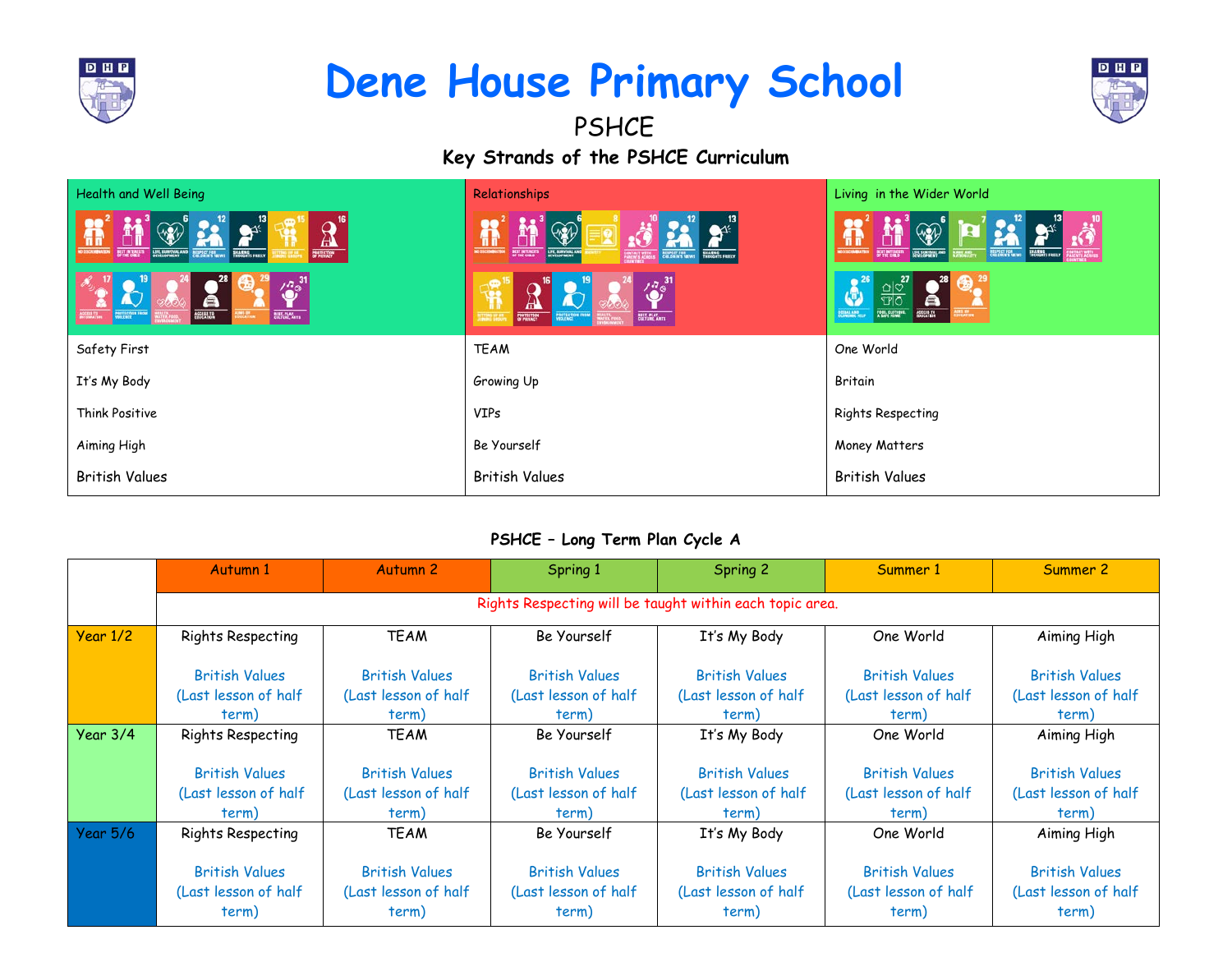# Dene House Primary School

## PSHCE

### Key Strands of the PSHCE Curriculum

| Health and Well Being | Relationships | Living in the Wider World |
|---|---|---|
| Safety First | TEAM | One World |
| It's My Body | Growing Up | Britain |
| Think Positive | VIPs | Rights Respecting |
| Aiming High | Be Yourself | Money Matters |
| British Values | British Values | British Values |

### PSHCE – Long Term Plan Cycle A

| | Autumn 1 | Autumn 2 | Spring 1 | Spring 2 | Summer 1 | Summer 2 |
|---|---|---|---|---|---|---|
| | Rights Respecting will be taught within each topic area. | | | | | |
| Year 1/2 | Rights Respecting<br><br>British Values (Last lesson of half term) | TEAM<br><br>British Values (Last lesson of half term) | Be Yourself<br><br>British Values (Last lesson of half term) | It's My Body<br><br>British Values (Last lesson of half term) | One World<br><br>British Values (Last lesson of half term) | Aiming High<br><br>British Values (Last lesson of half term) |
| Year 3/4 | Rights Respecting<br><br>British Values (Last lesson of half term) | TEAM<br><br>British Values (Last lesson of half term) | Be Yourself<br><br>British Values (Last lesson of half term) | It's My Body<br><br>British Values (Last lesson of half term) | One World<br><br>British Values (Last lesson of half term) | Aiming High<br><br>British Values (Last lesson of half term) |
| Year 5/6 | Rights Respecting<br><br>British Values (Last lesson of half term) | TEAM<br><br>British Values (Last lesson of half term) | Be Yourself<br><br>British Values (Last lesson of half term) | It's My Body<br><br>British Values (Last lesson of half term) | One World<br><br>British Values (Last lesson of half term) | Aiming High<br><br>British Values (Last lesson of half term) |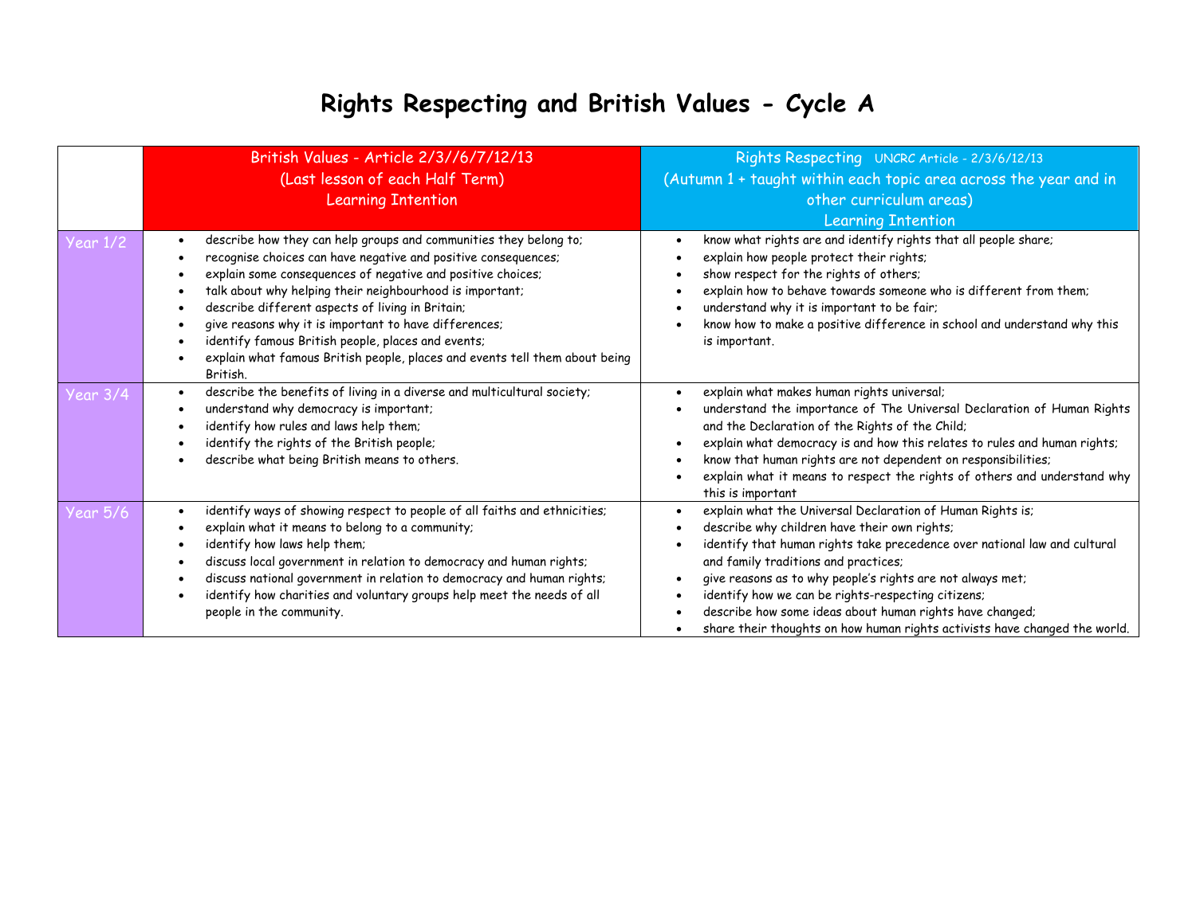# Rights Respecting and British Values - Cycle A

| | British Values - Article 2/3//6/7/12/13<br>(Last lesson of each Half Term)<br>Learning Intention | Rights Respecting UNCRC Article - 2/3/6/12/13<br>(Autumn 1 + taught within each topic area across the year and in other curriculum areas)<br>Learning Intention |
|---|---|---|
| Year 1/2 | • describe how they can help groups and communities they belong to;<br>• recognise choices can have negative and positive consequences;<br>• explain some consequences of negative and positive choices;<br>• talk about why helping their neighbourhood is important;<br>• describe different aspects of living in Britain;<br>• give reasons why it is important to have differences;<br>• identify famous British people, places and events;<br>• explain what famous British people, places and events tell them about being British. | • know what rights are and identify rights that all people share;<br>• explain how people protect their rights;<br>• show respect for the rights of others;<br>• explain how to behave towards someone who is different from them;<br>• understand why it is important to be fair;<br>• know how to make a positive difference in school and understand why this is important. |
| Year 3/4 | • describe the benefits of living in a diverse and multicultural society;<br>• understand why democracy is important;<br>• identify how rules and laws help them;<br>• identify the rights of the British people;<br>• describe what being British means to others. | • explain what makes human rights universal;<br>• understand the importance of The Universal Declaration of Human Rights and the Declaration of the Rights of the Child;<br>• explain what democracy is and how this relates to rules and human rights;<br>• know that human rights are not dependent on responsibilities;<br>• explain what it means to respect the rights of others and understand why this is important |
| Year 5/6 | • identify ways of showing respect to people of all faiths and ethnicities;<br>• explain what it means to belong to a community;<br>• identify how laws help them;<br>• discuss local government in relation to democracy and human rights;<br>• discuss national government in relation to democracy and human rights;<br>• identify how charities and voluntary groups help meet the needs of all people in the community. | • explain what the Universal Declaration of Human Rights is;<br>• describe why children have their own rights;<br>• identify that human rights take precedence over national law and cultural and family traditions and practices;<br>• give reasons as to why people's rights are not always met;<br>• identify how we can be rights-respecting citizens;<br>• describe how some ideas about human rights have changed;<br>• share their thoughts on how human rights activists have changed the world. |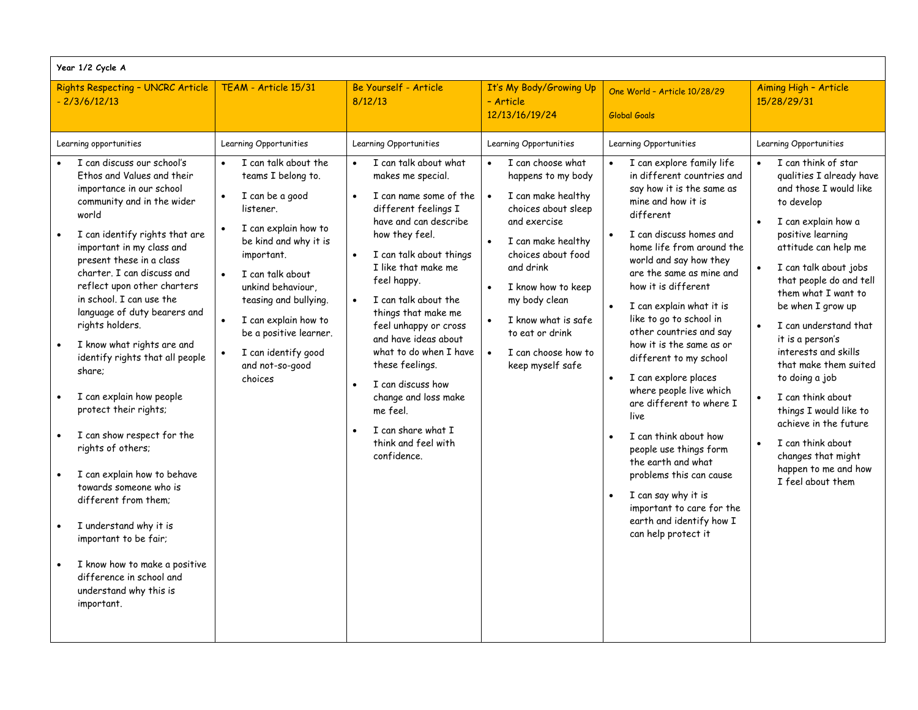| Year 1/2 Cycle A | | | | | |
|---|---|---|---|---|---|
| Rights Respecting – UNCRC Article - 2/3/6/12/13 | TEAM - Article 15/31 | Be Yourself - Article 8/12/13 | It's My Body/Growing Up – Article 12/13/16/19/24 | One World – Article 10/28/29<br><br>Global Goals | Aiming High – Article 15/28/29/31 |
| Learning opportunities | Learning Opportunities | Learning Opportunities | Learning Opportunities | Learning Opportunities | Learning Opportunities |
| • I can discuss our school's Ethos and Values and their importance in our school community and in the wider world<br>• I can identify rights that are important in my class and present these in a class charter. I can discuss and reflect upon other charters in school. I can use the language of duty bearers and rights holders.<br>• I know what rights are and identify rights that all people share;<br>• I can explain how people protect their rights;<br>• I can show respect for the rights of others;<br>• I can explain how to behave towards someone who is different from them;<br>• I understand why it is important to be fair;<br>• I know how to make a positive difference in school and understand why this is important. | • I can talk about the teams I belong to.<br>• I can be a good listener.<br>• I can explain how to be kind and why it is important.<br>• I can talk about unkind behaviour, teasing and bullying.<br>• I can explain how to be a positive learner.<br>• I can identify good and not-so-good choices | • I can talk about what makes me special.<br>• I can name some of the different feelings I have and can describe how they feel.<br>• I can talk about things I like that make me feel happy.<br>• I can talk about the things that make me feel unhappy or cross and have ideas about what to do when I have these feelings.<br>• I can discuss how change and loss make me feel.<br>• I can share what I think and feel with confidence. | • I can choose what happens to my body<br>• I can make healthy choices about sleep and exercise<br>• I can make healthy choices about food and drink<br>• I know how to keep my body clean<br>• I know what is safe to eat or drink<br>• I can choose how to keep myself safe | • I can explore family life in different countries and say how it is the same as mine and how it is different<br>• I can discuss homes and home life from around the world and say how they are the same as mine and how it is different<br>• I can explain what it is like to go to school in other countries and say how it is the same as or different to my school<br>• I can explore places where people live which are different to where I live<br>• I can think about how people use things form the earth and what problems this can cause<br>• I can say why it is important to care for the earth and identify how I can help protect it | • I can think of star qualities I already have and those I would like to develop<br>• I can explain how a positive learning attitude can help me<br>• I can talk about jobs that people do and tell them what I want to be when I grow up<br>• I can understand that it is a person's interests and skills that make them suited to doing a job<br>• I can think about things I would like to achieve in the future<br>• I can think about changes that might happen to me and how I feel about them |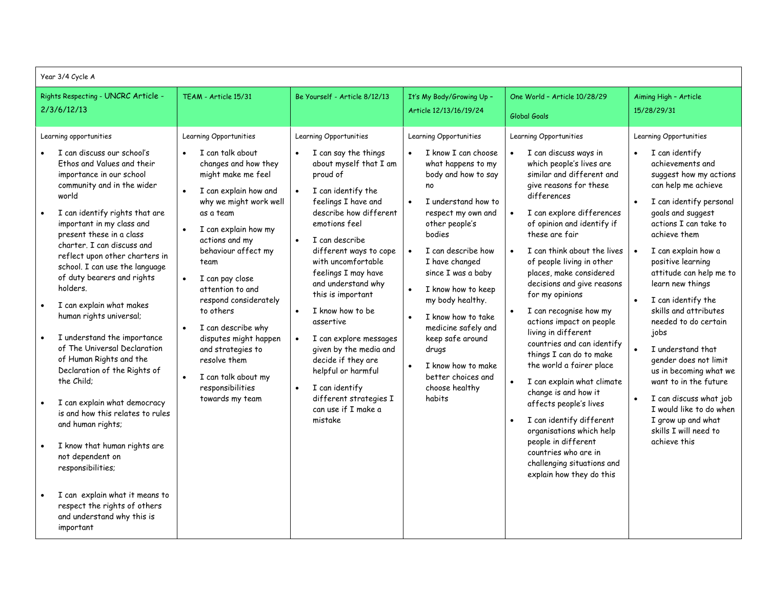| Year 3/4 Cycle A | | | | | |
|---|---|---|---|---|---|
| Rights Respecting - UNCRC Article - 2/3/6/12/13 | TEAM - Article 15/31 | Be Yourself - Article 8/12/13 | It's My Body/Growing Up – Article 12/13/16/19/24 | One World – Article 10/28/29 Global Goals | Aiming High – Article 15/28/29/31 |
| Learning opportunities<br>• I can discuss our school's Ethos and Values and their importance in our school community and in the wider world<br>• I can identify rights that are important in my class and present these in a class charter. I can discuss and reflect upon other charters in school. I can use the language of duty bearers and rights holders.<br>• I can explain what makes human rights universal;<br>• I understand the importance of The Universal Declaration of Human Rights and the Declaration of the Rights of the Child;<br>• I can explain what democracy is and how this relates to rules and human rights;<br>• I know that human rights are not dependent on responsibilities;<br>• I can explain what it means to respect the rights of others and understand why this is important | Learning Opportunities<br>• I can talk about changes and how they might make me feel<br>• I can explain how and why we might work well as a team<br>• I can explain how my actions and my behaviour affect my team<br>• I can pay close attention to and respond considerately to others<br>• I can describe why disputes might happen and strategies to resolve them<br>• I can talk about my responsibilities towards my team | Learning Opportunities<br>• I can say the things about myself that I am proud of<br>• I can identify the feelings I have and describe how different emotions feel<br>• I can describe different ways to cope with uncomfortable feelings I may have and understand why this is important<br>• I know how to be assertive<br>• I can explore messages given by the media and decide if they are helpful or harmful<br>• I can identify different strategies I can use if I make a mistake | Learning Opportunities<br>• I know I can choose what happens to my body and how to say no<br>• I understand how to respect my own and other people's bodies<br>• I can describe how I have changed since I was a baby<br>• I know how to keep my body healthy.<br>• I know how to take medicine safely and keep safe around drugs<br>• I know how to make better choices and choose healthy habits | Learning Opportunities<br>• I can discuss ways in which people's lives are similar and different and give reasons for these differences<br>• I can explore differences of opinion and identify if these are fair<br>• I can think about the lives of people living in other places, make considered decisions and give reasons for my opinions<br>• I can recognise how my actions impact on people living in different countries and can identify things I can do to make the world a fairer place<br>• I can explain what climate change is and how it affects people's lives<br>• I can identify different organisations which help people in different countries who are in challenging situations and explain how they do this | Learning Opportunities<br>• I can identify achievements and suggest how my actions can help me achieve<br>• I can identify personal goals and suggest actions I can take to achieve them<br>• I can explain how a positive learning attitude can help me to learn new things<br>• I can identify the skills and attributes needed to do certain jobs<br>• I understand that gender does not limit us in becoming what we want to in the future<br>• I can discuss what job I would like to do when I grow up and what skills I will need to achieve this |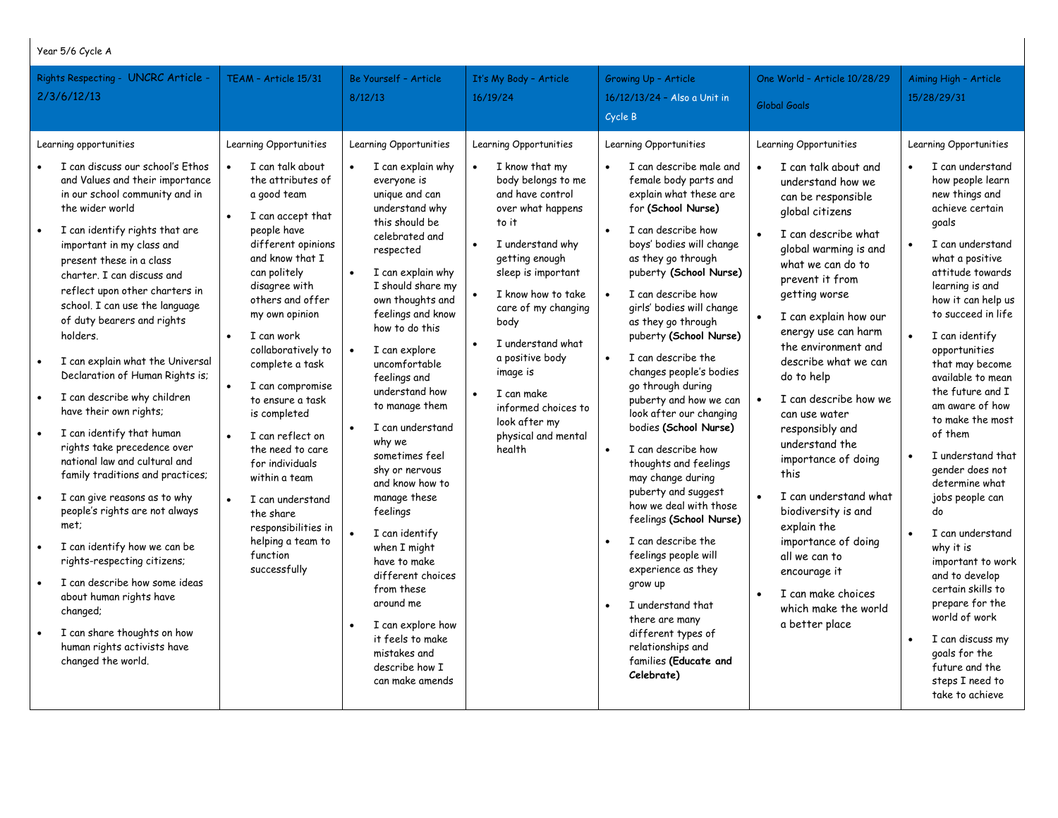Year 5/6 Cycle A

| Rights Respecting - UNCRC Article - 2/3/6/12/13 | TEAM – Article 15/31 | Be Yourself – Article 8/12/13 | It's My Body – Article 16/19/24 | Growing Up – Article 16/12/13/24 - Also a Unit in Cycle B | One World – Article 10/28/29 Global Goals | Aiming High – Article 15/28/29/31 |
|---|---|---|---|---|---|---|
| Learning opportunities<br>• I can discuss our school's Ethos and Values and their importance in our school community and in the wider world<br>• I can identify rights that are important in my class and present these in a class charter. I can discuss and reflect upon other charters in school. I can use the language of duty bearers and rights holders.<br>• I can explain what the Universal Declaration of Human Rights is;<br>• I can describe why children have their own rights;<br>• I can identify that human rights take precedence over national law and cultural and family traditions and practices;<br>• I can give reasons as to why people's rights are not always met;<br>• I can identify how we can be rights-respecting citizens;<br>• I can describe how some ideas about human rights have changed;<br>• I can share thoughts on how human rights activists have changed the world. | Learning Opportunities<br>• I can talk about the attributes of a good team<br>• I can accept that people have different opinions and know that I can politely disagree with others and offer my own opinion<br>• I can work collaboratively to complete a task<br>• I can compromise to ensure a task is completed<br>• I can reflect on the need to care for individuals within a team<br>• I can understand the share responsibilities in helping a team to function successfully | Learning Opportunities<br>• I can explain why everyone is unique and can understand why this should be celebrated and respected<br>• I can explain why I should share my own thoughts and feelings and know how to do this<br>• I can explore uncomfortable feelings and understand how to manage them<br>• I can understand why we sometimes feel shy or nervous and know how to manage these feelings<br>• I can identify when I might have to make different choices from these around me<br>• I can explore how it feels to make mistakes and describe how I can make amends | Learning Opportunities<br>• I know that my body belongs to me and have control over what happens to it<br>• I understand why getting enough sleep is important<br>• I know how to take care of my changing body<br>• I understand what a positive body image is<br>• I can make informed choices to look after my physical and mental health | Learning Opportunities<br>• I can describe male and female body parts and explain what these are for **(School Nurse)**<br>• I can describe how boys' bodies will change as they go through puberty **(School Nurse)**<br>• I can describe how girls' bodies will change as they go through puberty **(School Nurse)**<br>• I can describe the changes people's bodies go through during puberty and how we can look after our changing bodies **(School Nurse)**<br>• I can describe how thoughts and feelings may change during puberty and suggest how we deal with those feelings **(School Nurse)**<br>• I can describe the feelings people will experience as they grow up<br>• I understand that there are many different types of relationships and families **(Educate and Celebrate)** | Learning Opportunities<br>• I can talk about and understand how we can be responsible global citizens<br>• I can describe what global warming is and what we can do to prevent it from getting worse<br>• I can explain how our energy use can harm the environment and describe what we can do to help<br>• I can describe how we can use water responsibly and understand the importance of doing this<br>• I can understand what biodiversity is and explain the importance of doing all we can to encourage it<br>• I can make choices which make the world a better place | Learning Opportunities<br>• I can understand how people learn new things and achieve certain goals<br>• I can understand what a positive attitude towards learning is and how it can help us to succeed in life<br>• I can identify opportunities that may become available to mean the future and I am aware of how to make the most of them<br>• I understand that gender does not determine what jobs people can do<br>• I can understand why it is important to work and to develop certain skills to prepare for the world of work<br>• I can discuss my goals for the future and the steps I need to take to achieve |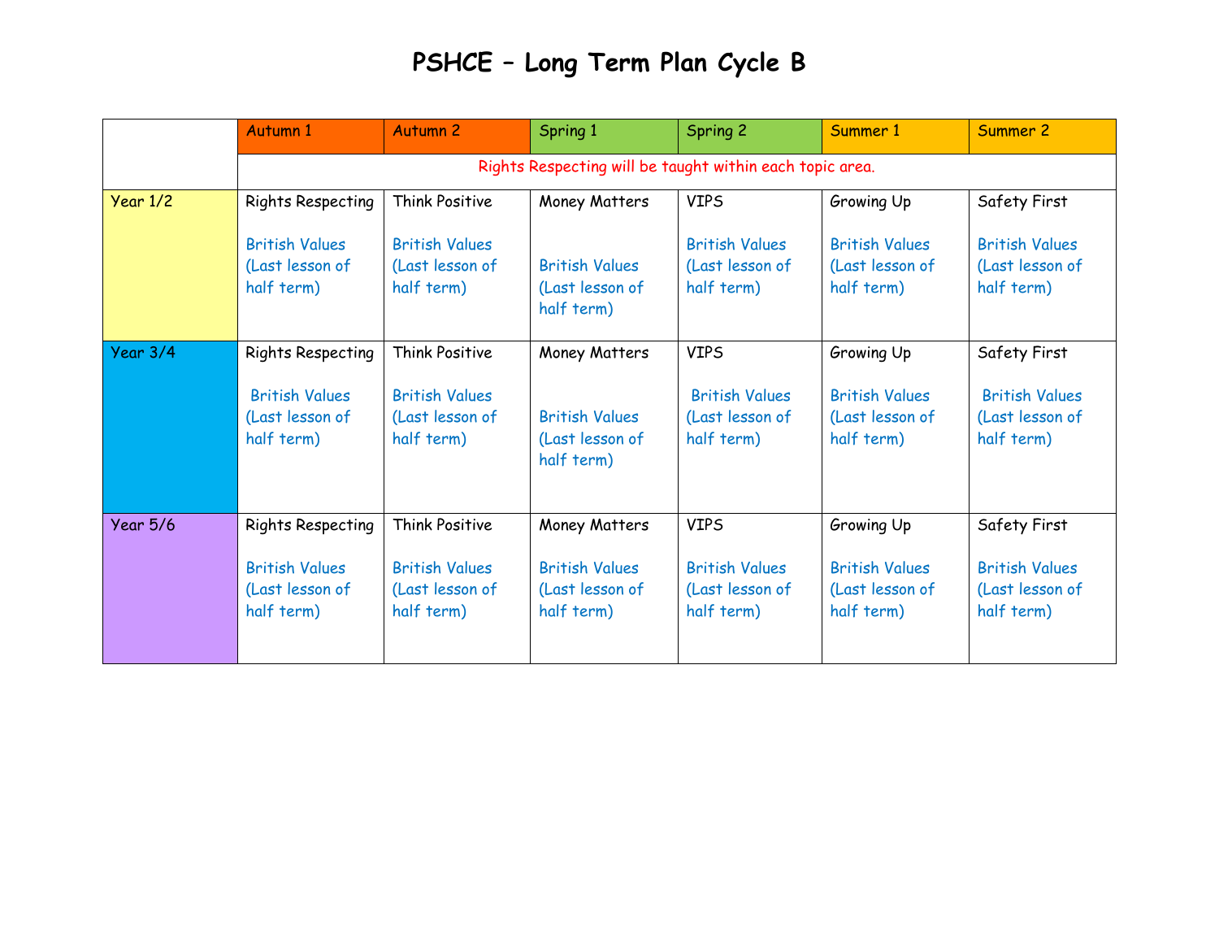# PSHCE – Long Term Plan Cycle B

| | Autumn 1 | Autumn 2 | Spring 1 | Spring 2 | Summer 1 | Summer 2 |
|---|---|---|---|---|---|---|
| | Rights Respecting will be taught within each topic area. | | | | | |
| Year 1/2 | Rights Respecting<br><br>British Values (Last lesson of half term) | Think Positive<br><br>British Values (Last lesson of half term) | Money Matters<br><br>British Values (Last lesson of half term) | VIPS<br><br>British Values (Last lesson of half term) | Growing Up<br><br>British Values (Last lesson of half term) | Safety First<br><br>British Values (Last lesson of half term) |
| Year 3/4 | Rights Respecting<br><br>British Values (Last lesson of half term) | Think Positive<br><br>British Values (Last lesson of half term) | Money Matters<br><br>British Values (Last lesson of half term) | VIPS<br><br>British Values (Last lesson of half term) | Growing Up<br><br>British Values (Last lesson of half term) | Safety First<br><br>British Values (Last lesson of half term) |
| Year 5/6 | Rights Respecting<br><br>British Values (Last lesson of half term) | Think Positive<br><br>British Values (Last lesson of half term) | Money Matters<br><br>British Values (Last lesson of half term) | VIPS<br><br>British Values (Last lesson of half term) | Growing Up<br><br>British Values (Last lesson of half term) | Safety First<br><br>British Values (Last lesson of half term) |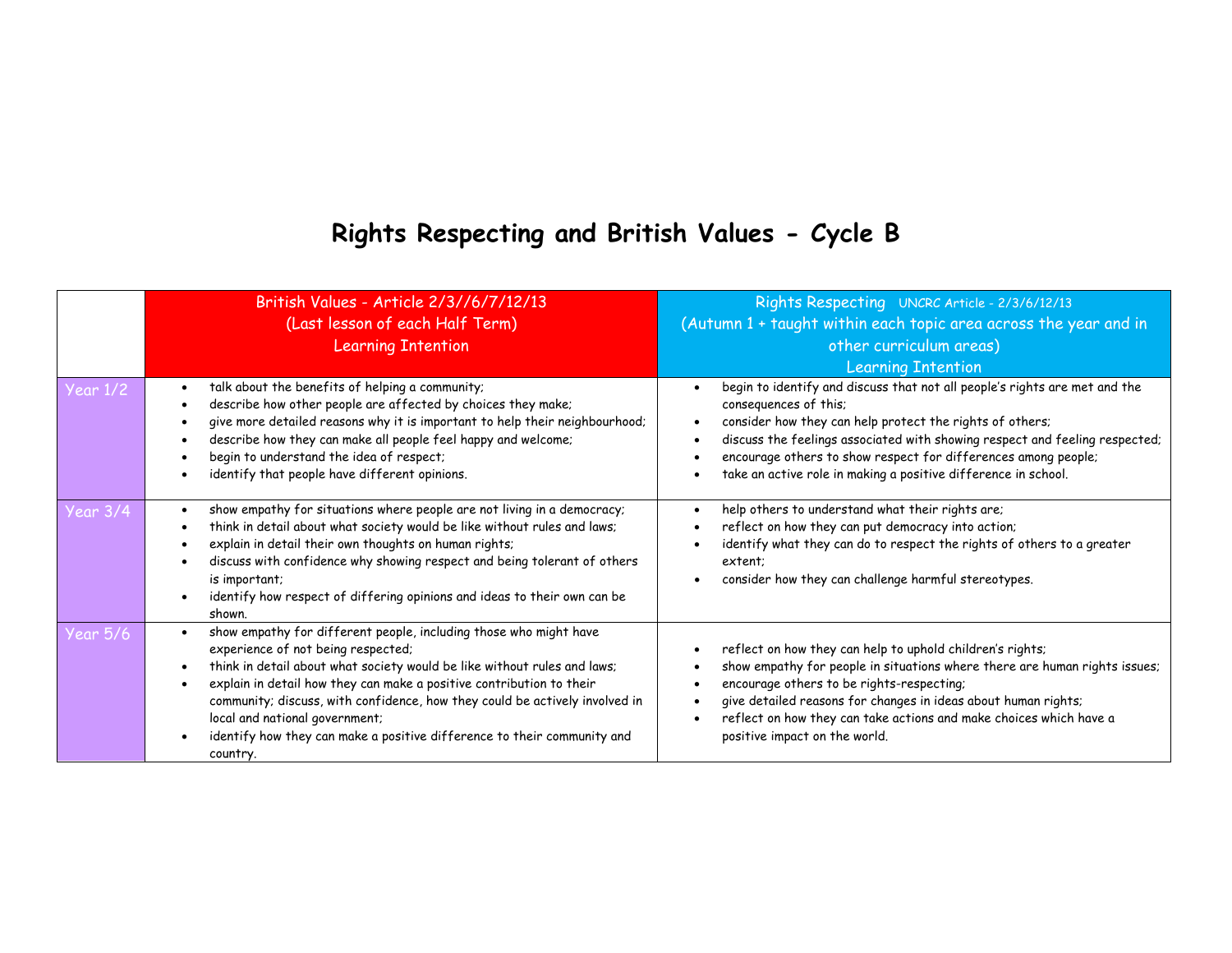# Rights Respecting and British Values - Cycle B

| | British Values - Article 2/3//6/7/12/13<br>(Last lesson of each Half Term)<br>Learning Intention | Rights Respecting UNCRC Article - 2/3/6/12/13<br>(Autumn 1 + taught within each topic area across the year and in other curriculum areas)<br>Learning Intention |
|---|---|---|
| Year 1/2 | • talk about the benefits of helping a community;<br>• describe how other people are affected by choices they make;<br>• give more detailed reasons why it is important to help their neighbourhood;<br>• describe how they can make all people feel happy and welcome;<br>• begin to understand the idea of respect;<br>• identify that people have different opinions. | • begin to identify and discuss that not all people's rights are met and the consequences of this;<br>• consider how they can help protect the rights of others;<br>• discuss the feelings associated with showing respect and feeling respected;<br>• encourage others to show respect for differences among people;<br>• take an active role in making a positive difference in school. |
| Year 3/4 | • show empathy for situations where people are not living in a democracy;<br>• think in detail about what society would be like without rules and laws;<br>• explain in detail their own thoughts on human rights;<br>• discuss with confidence why showing respect and being tolerant of others is important;<br>• identify how respect of differing opinions and ideas to their own can be shown. | • help others to understand what their rights are;<br>• reflect on how they can put democracy into action;<br>• identify what they can do to respect the rights of others to a greater extent;<br>• consider how they can challenge harmful stereotypes. |
| Year 5/6 | • show empathy for different people, including those who might have experience of not being respected;<br>• think in detail about what society would be like without rules and laws;<br>• explain in detail how they can make a positive contribution to their community; discuss, with confidence, how they could be actively involved in local and national government;<br>• identify how they can make a positive difference to their community and country. | • reflect on how they can help to uphold children's rights;<br>• show empathy for people in situations where there are human rights issues;<br>• encourage others to be rights-respecting;<br>• give detailed reasons for changes in ideas about human rights;<br>• reflect on how they can take actions and make choices which have a positive impact on the world. |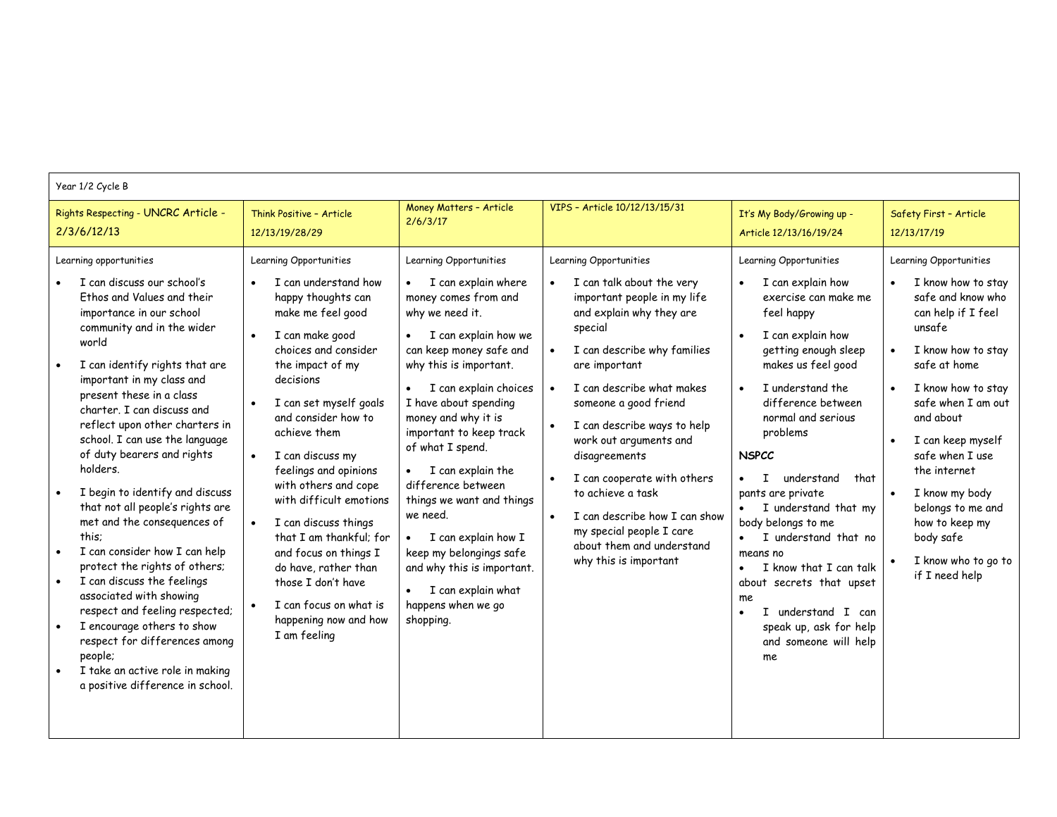Year 1/2 Cycle B

| Rights Respecting - UNCRC Article - 2/3/6/12/13 | Think Positive – Article 12/13/19/28/29 | Money Matters – Article 2/6/3/17 | VIPS – Article 10/12/13/15/31 | It's My Body/Growing up - Article 12/13/16/19/24 | Safety First – Article 12/13/17/19 |
|---|---|---|---|---|---|
| Learning opportunities<br>• I can discuss our school's Ethos and Values and their importance in our school community and in the wider world<br>• I can identify rights that are important in my class and present these in a class charter. I can discuss and reflect upon other charters in school. I can use the language of duty bearers and rights holders.<br>• I begin to identify and discuss that not all people's rights are met and the consequences of this;<br>• I can consider how I can help protect the rights of others;<br>• I can discuss the feelings associated with showing respect and feeling respected;<br>• I encourage others to show respect for differences among people;<br>• I take an active role in making a positive difference in school. | Learning Opportunities<br>• I can understand how happy thoughts can make me feel good<br>• I can make good choices and consider the impact of my decisions<br>• I can set myself goals and consider how to achieve them<br>• I can discuss my feelings and opinions with others and cope with difficult emotions<br>• I can discuss things that I am thankful; for and focus on things I do have, rather than those I don't have<br>• I can focus on what is happening now and how I am feeling | Learning Opportunities<br>• I can explain where money comes from and why we need it.<br>• I can explain how we can keep money safe and why this is important.<br>• I can explain choices I have about spending money and why it is important to keep track of what I spend.<br>• I can explain the difference between things we want and things we need.<br>• I can explain how I keep my belongings safe and why this is important.<br>• I can explain what happens when we go shopping. | Learning Opportunities<br>• I can talk about the very important people in my life and explain why they are special<br>• I can describe why families are important<br>• I can describe what makes someone a good friend<br>• I can describe ways to help work out arguments and disagreements<br>• I can cooperate with others to achieve a task<br>• I can describe how I can show my special people I care about them and understand why this is important | Learning Opportunities<br>• I can explain how exercise can make me feel happy<br>• I can explain how getting enough sleep makes us feel good<br>• I understand the difference between normal and serious problems<br>**NSPCC**<br>• I understand that pants are private<br>• I understand that my body belongs to me<br>• I understand that no means no<br>• I know that I can talk about secrets that upset me<br>• I understand I can speak up, ask for help and someone will help me | Learning Opportunities<br>• I know how to stay safe and know who can help if I feel unsafe<br>• I know how to stay safe at home<br>• I know how to stay safe when I am out and about<br>• I can keep myself safe when I use the internet<br>• I know my body belongs to me and how to keep my body safe<br>• I know who to go to if I need help |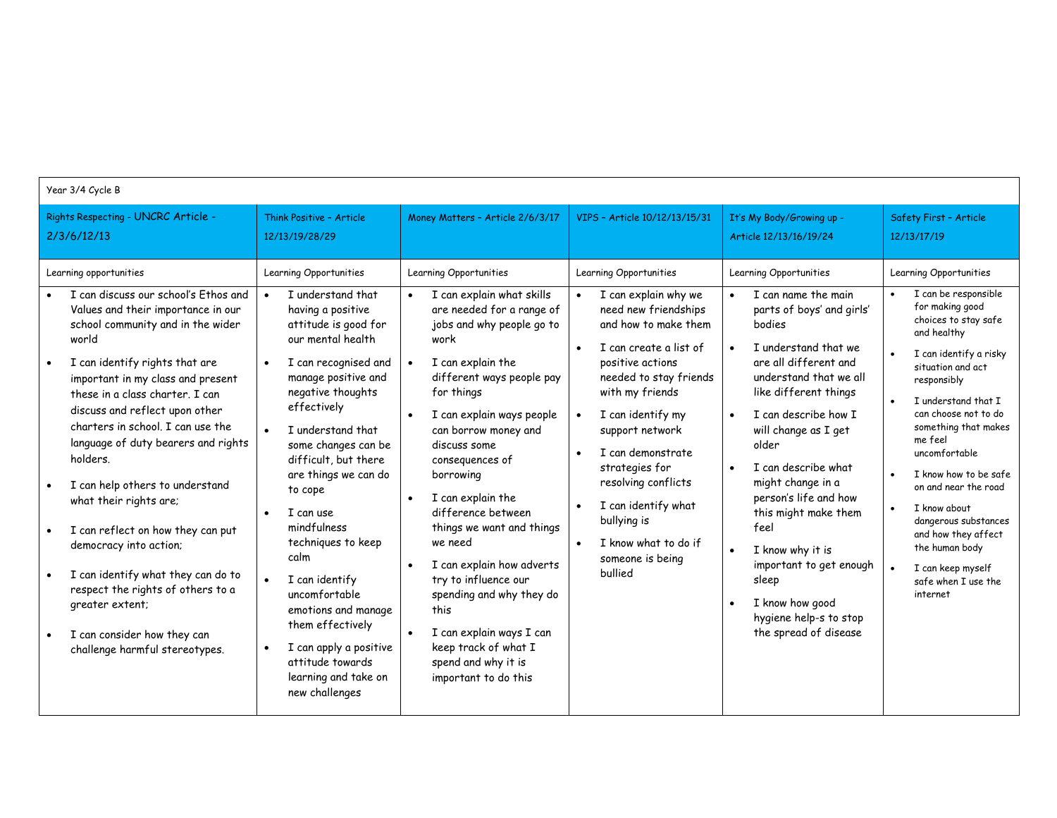| Year 3/4 Cycle B | | | | | |
|---|---|---|---|---|---|
| Rights Respecting - UNCRC Article - 2/3/6/12/13 | Think Positive – Article 12/13/19/28/29 | Money Matters – Article 2/6/3/17 | VIPS – Article 10/12/13/15/31 | It's My Body/Growing up - Article 12/13/16/19/24 | Safety First – Article 12/13/17/19 |
| Learning opportunities | Learning Opportunities | Learning Opportunities | Learning Opportunities | Learning Opportunities | Learning Opportunities |
| • I can discuss our school's Ethos and Values and their importance in our school community and in the wider world<br>• I can identify rights that are important in my class and present these in a class charter. I can discuss and reflect upon other charters in school. I can use the language of duty bearers and rights holders.<br>• I can help others to understand what their rights are;<br>• I can reflect on how they can put democracy into action;<br>• I can identify what they can do to respect the rights of others to a greater extent;<br>• I can consider how they can challenge harmful stereotypes. | • I understand that having a positive attitude is good for our mental health<br>• I can recognised and manage positive and negative thoughts effectively<br>• I understand that some changes can be difficult, but there are things we can do to cope<br>• I can use mindfulness techniques to keep calm<br>• I can identify uncomfortable emotions and manage them effectively<br>• I can apply a positive attitude towards learning and take on new challenges | • I can explain what skills are needed for a range of jobs and why people go to work<br>• I can explain the different ways people pay for things<br>• I can explain ways people can borrow money and discuss some consequences of borrowing<br>• I can explain the difference between things we want and things we need<br>• I can explain how adverts try to influence our spending and why they do this<br>• I can explain ways I can keep track of what I spend and why it is important to do this | • I can explain why we need new friendships and how to make them<br>• I can create a list of positive actions needed to stay friends with my friends<br>• I can identify my support network<br>• I can demonstrate strategies for resolving conflicts<br>• I can identify what bullying is<br>• I know what to do if someone is being bullied | • I can name the main parts of boys' and girls' bodies<br>• I understand that we are all different and understand that we all like different things<br>• I can describe how I will change as I get older<br>• I can describe what might change in a person's life and how this might make them feel<br>• I know why it is important to get enough sleep<br>• I know how good hygiene help-s to stop the spread of disease | • I can be responsible for making good choices to stay safe and healthy<br>• I can identify a risky situation and act responsibly<br>• I understand that I can choose not to do something that makes me feel uncomfortable<br>• I know how to be safe on and near the road<br>• I know about dangerous substances and how they affect the human body<br>• I can keep myself safe when I use the internet |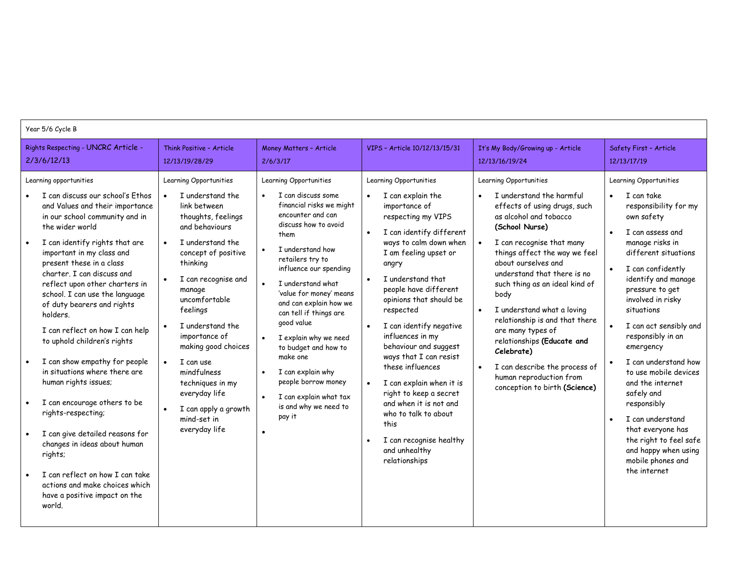| Year 5/6 Cycle B | | | | | |
|---|---|---|---|---|---|
| Rights Respecting - UNCRC Article - 2/3/6/12/13 | Think Positive – Article 12/13/19/28/29 | Money Matters – Article 2/6/3/17 | VIPS – Article 10/12/13/15/31 | It's My Body/Growing up - Article 12/13/16/19/24 | Safety First – Article 12/13/17/19 |
| Learning opportunities<br>• I can discuss our school's Ethos and Values and their importance in our school community and in the wider world<br>• I can identify rights that are important in my class and present these in a class charter. I can discuss and reflect upon other charters in school. I can use the language of duty bearers and rights holders.<br>I can reflect on how I can help to uphold children's rights<br>• I can show empathy for people in situations where there are human rights issues;<br>• I can encourage others to be rights-respecting;<br>• I can give detailed reasons for changes in ideas about human rights;<br>• I can reflect on how I can take actions and make choices which have a positive impact on the world. | Learning Opportunities<br>• I understand the link between thoughts, feelings and behaviours<br>• I understand the concept of positive thinking<br>• I can recognise and manage uncomfortable feelings<br>• I understand the importance of making good choices<br>• I can use mindfulness techniques in my everyday life<br>• I can apply a growth mind-set in everyday life | Learning Opportunities<br>• I can discuss some financial risks we might encounter and can discuss how to avoid them<br>• I understand how retailers try to influence our spending<br>• I understand what 'value for money' means and can explain how we can tell if things are good value<br>• I explain why we need to budget and how to make one<br>• I can explain why people borrow money<br>• I can explain what tax is and why we need to pay it<br>• | Learning Opportunities<br>• I can explain the importance of respecting my VIPS<br>• I can identify different ways to calm down when I am feeling upset or angry<br>• I understand that people have different opinions that should be respected<br>• I can identify negative influences in my behaviour and suggest ways that I can resist these influences<br>• I can explain when it is right to keep a secret and when it is not and who to talk to about this<br>• I can recognise healthy and unhealthy relationships | Learning Opportunities<br>• I understand the harmful effects of using drugs, such as alcohol and tobacco **(School Nurse)**<br>• I can recognise that many things affect the way we feel about ourselves and understand that there is no such thing as an ideal kind of body<br>• I understand what a loving relationship is and that there are many types of relationships **(Educate and Celebrate)**<br>• I can describe the process of human reproduction from conception to birth **(Science)** | Learning Opportunities<br>• I can take responsibility for my own safety<br>• I can assess and manage risks in different situations<br>• I can confidently identify and manage pressure to get involved in risky situations<br>• I can act sensibly and responsibly in an emergency<br>• I can understand how to use mobile devices and the internet safely and responsibly<br>• I can understand that everyone has the right to feel safe and happy when using mobile phones and the internet |